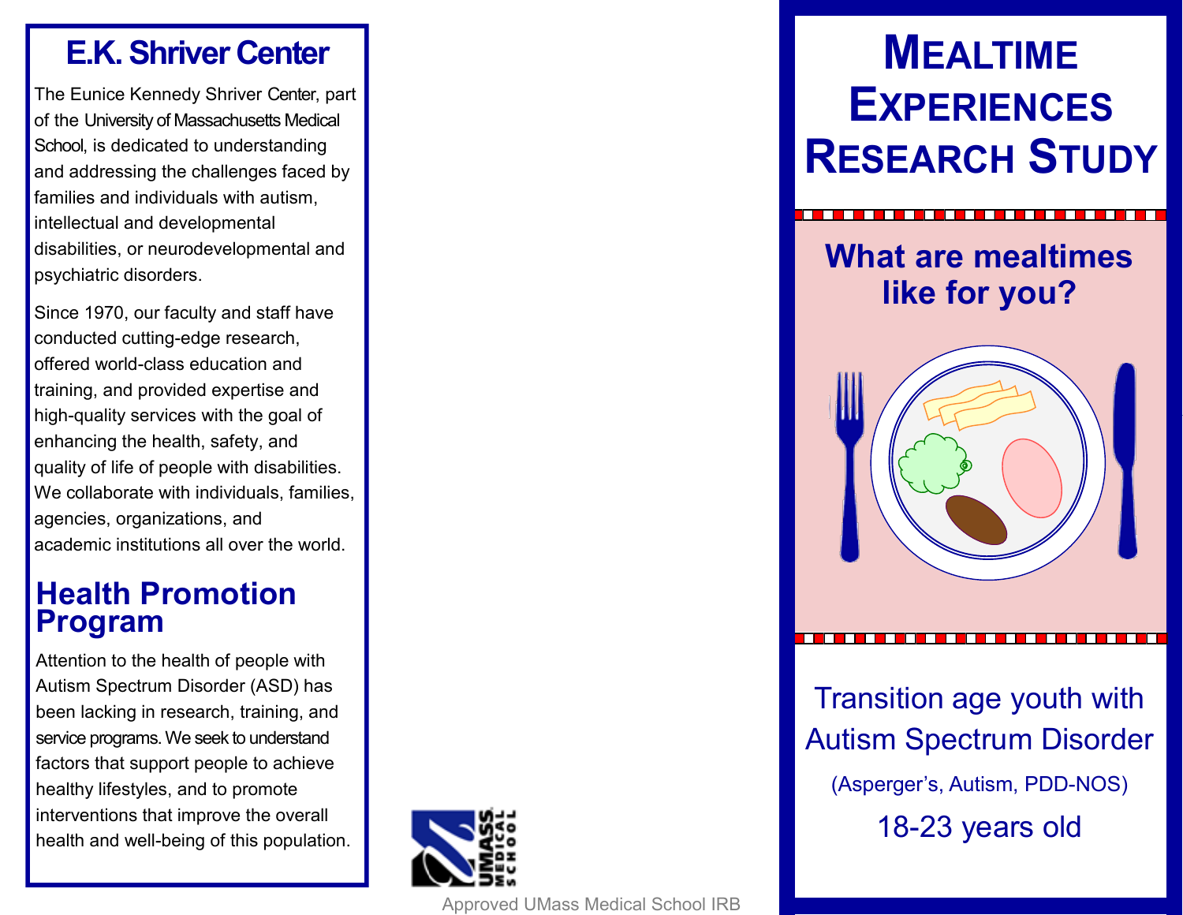## E.K. Shriver Center

The Eunice Kennedy Shriver Center, part of the University of Massachusetts Medical School, is dedicated to understanding and addressing the challenges faced by families and individuals with autism, intellectual and developmental disabilities, or neurodevelopmental and psychiatric disorders.

Since 1970, our faculty and staff have conducted cutting-edge research, offered world-class education and training, and provided expertise and high-quality services with the goal of enhancing the health, safety, and quality of life of people with disabilities. We collaborate with individuals, families, agencies, organizations, and academic institutions all over the world.

## Health Promotion Program

Attention to the health of people with Autism Spectrum Disorder (ASD) has been lacking in research, training, and service programs. We seek to understand factors that support people to achieve healthy lifestyles, and to promote interventions that improve the overall health and well-being of this population.

UMASS MEDICAL SCHOOL

Approved UMass Medical School IRB

# Mealtime Experiences Research Study

## What are mealtimes like for you?

Transition age youth with Autism Spectrum Disorder

(Asperger's, Autism, PDD-NOS)

18-23 years old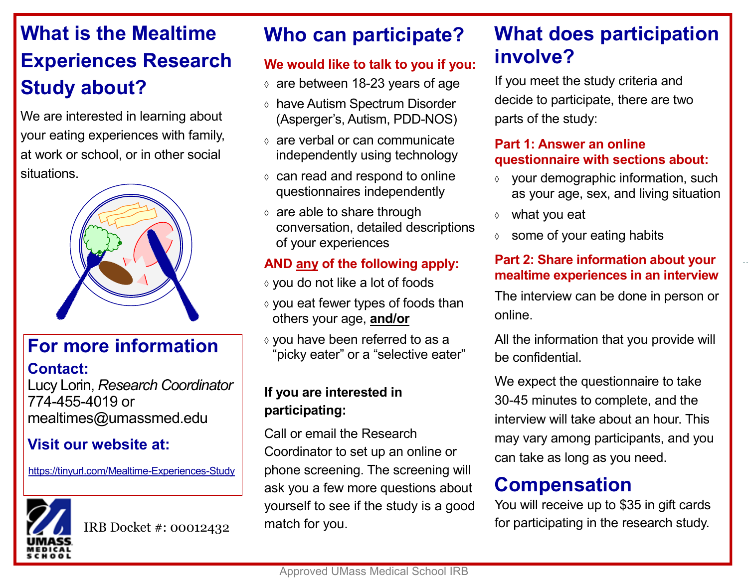## What is the Mealtime Experiences Research Study about?

We are interested in learning about your eating experiences with family, at work or school, or in other social situations.

### For more information

**Contact:**

Lucy Lorin, *Research Coordinator*
774-455-4019 or
mealtimes@umassmed.edu

**Visit our website at:**

https://tinyurl.com/Mealtime-Experiences-Study

UMASS MEDICAL SCHOOL

IRB Docket #: 00012432

## Who can participate?

**We would like to talk to you if you:**

- are between 18-23 years of age
- have Autism Spectrum Disorder (Asperger's, Autism, PDD-NOS)
- are verbal or can communicate independently using technology
- can read and respond to online questionnaires independently
- are able to share through conversation, detailed descriptions of your experiences

**AND any of the following apply:**

- you do not like a lot of foods
- you eat fewer types of foods than others your age, **and/or**
- you have been referred to as a "picky eater" or a "selective eater"

**If you are interested in participating:**

Call or email the Research Coordinator to set up an online or phone screening. The screening will ask you a few more questions about yourself to see if the study is a good match for you.

## What does participation involve?

If you meet the study criteria and decide to participate, there are two parts of the study:

**Part 1: Answer an online questionnaire with sections about:**

- your demographic information, such as your age, sex, and living situation
- what you eat
- some of your eating habits

**Part 2: Share information about your mealtime experiences in an interview**

The interview can be done in person or online.

All the information that you provide will be confidential.

We expect the questionnaire to take 30-45 minutes to complete, and the interview will take about an hour. This may vary among participants, and you can take as long as you need.

## Compensation

You will receive up to $35 in gift cards for participating in the research study.

Approved UMass Medical School IRB